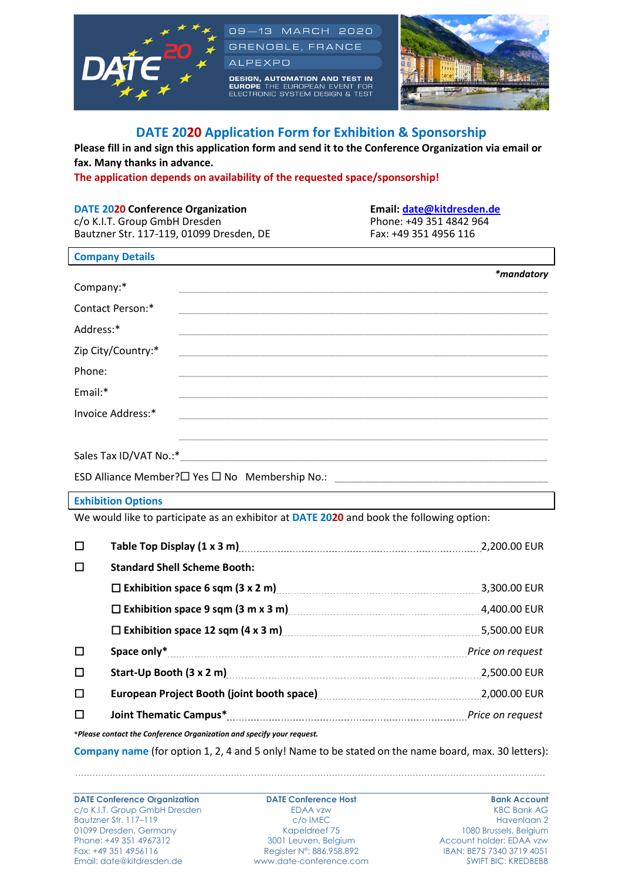09—13 MARCH 2020
GRENOBLE, FRANCE
ALPEXPO

DESIGN, AUTOMATION AND TEST IN EUROPE THE EUROPEAN EVENT FOR ELECTRONIC SYSTEM DESIGN & TEST

# DATE 2020 Application Form for Exhibition & Sponsorship

**Please fill in and sign this application form and send it to the Conference Organization via email or fax. Many thanks in advance.**

**The application depends on availability of the requested space/sponsorship!**

**DATE 2020 Conference Organization**
c/o K.I.T. Group GmbH Dresden
Bautzner Str. 117-119, 01099 Dresden, DE

**Email:** date@kitdresden.de
Phone: +49 351 4842 964
Fax: +49 351 4956 116

## Company Details

*\*mandatory*

Company:* ______________________________

Contact Person:* ______________________________

Address:* ______________________________

Zip City/Country:* ______________________________

Phone: ______________________________

Email:* ______________________________

Invoice Address:* ______________________________

______________________________

Sales Tax ID/VAT No.:* ______________________________

ESD Alliance Member? ☐ Yes ☐ No  Membership No.: ______________________________

## Exhibition Options

We would like to participate as an exhibitor at DATE 2020 and book the following option:

- ☐ **Table Top Display (1 x 3 m)** ........ 2,200.00 EUR
- ☐ **Standard Shell Scheme Booth:**
  - ☐ **Exhibition space 6 sqm (3 x 2 m)** ........ 3,300.00 EUR
  - ☐ **Exhibition space 9 sqm (3 m x 3 m)** ........ 4,400.00 EUR
  - ☐ **Exhibition space 12 sqm (4 x 3 m)** ........ 5,500.00 EUR
- ☐ **Space only*** ........ *Price on request*
- ☐ **Start-Up Booth (3 x 2 m)** ........ 2,500.00 EUR
- ☐ **European Project Booth (joint booth space)** ........ 2,000.00 EUR
- ☐ **Joint Thematic Campus*** ........ *Price on request*

***Please contact the Conference Organization and specify your request.***

Company name (for option 1, 2, 4 and 5 only! Name to be stated on the name board, max. 30 letters):

..............................................................................................................

**DATE Conference Organization**
c/o K.I.T. Group GmbH Dresden
Bautzner Str. 117–119
01099 Dresden, Germany
Phone: +49 351 4967312
Fax: +49 351 4956116
Email: date@kitdresden.de

**DATE Conference Host**
EDAA vzw
c/o IMEC
Kapeldreef 75
3001 Leuven, Belgium
Register N°: 886.958.892
www.date-conference.com

**Bank Account**
KBC Bank AG
Havenlaan 2
1080 Brussels, Belgium
Account holder: EDAA vzw
IBAN: BE75 7340 3719 4051
SWIFT BIC: KREDBEBB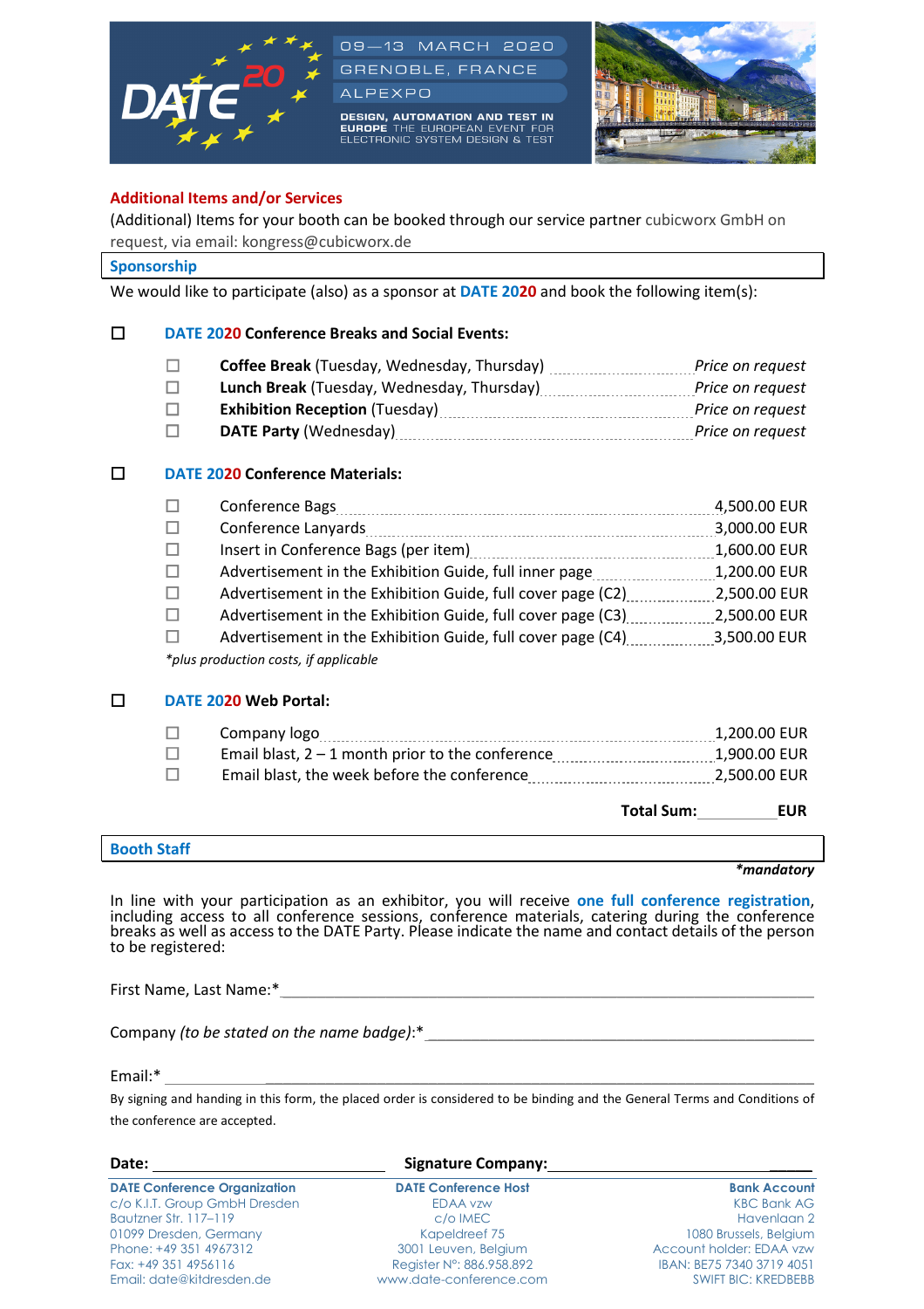09—13 MARCH 2020
GRENOBLE, FRANCE
ALPEXPO

**DESIGN, AUTOMATION AND TEST IN EUROPE** THE EUROPEAN EVENT FOR ELECTRONIC SYSTEM DESIGN & TEST

## Additional Items and/or Services

(Additional) Items for your booth can be booked through our service partner cubicworx GmbH on request, via email: kongress@cubicworx.de

## Sponsorship

We would like to participate (also) as a sponsor at **DATE 2020** and book the following item(s):

☐ **DATE 2020 Conference Breaks and Social Events:**

- ☐ **Coffee Break** (Tuesday, Wednesday, Thursday) ............ *Price on request*
- ☐ **Lunch Break** (Tuesday, Wednesday, Thursday) ............ *Price on request*
- ☐ **Exhibition Reception** (Tuesday) ............ *Price on request*
- ☐ **DATE Party** (Wednesday) ............ *Price on request*

☐ **DATE 2020 Conference Materials:**

- ☐ Conference Bags ............ 4,500.00 EUR
- ☐ Conference Lanyards ............ 3,000.00 EUR
- ☐ Insert in Conference Bags (per item) ............ 1,600.00 EUR
- ☐ Advertisement in the Exhibition Guide, full inner page ............ 1,200.00 EUR
- ☐ Advertisement in the Exhibition Guide, full cover page (C2) ............ 2,500.00 EUR
- ☐ Advertisement in the Exhibition Guide, full cover page (C3) ............ 2,500.00 EUR
- ☐ Advertisement in the Exhibition Guide, full cover page (C4) ............ 3,500.00 EUR

*\*plus production costs, if applicable*

☐ **DATE 2020 Web Portal:**

- ☐ Company logo ............ 1,200.00 EUR
- ☐ Email blast, 2 – 1 month prior to the conference ............ 1,900.00 EUR
- ☐ Email blast, the week before the conference ............ 2,500.00 EUR

**Total Sum:** __________ **EUR**

## Booth Staff

*\*mandatory*

In line with your participation as an exhibitor, you will receive **one full conference registration**, including access to all conference sessions, conference materials, catering during the conference breaks as well as access to the DATE Party. Please indicate the name and contact details of the person to be registered:

First Name, Last Name:* ____________________

Company *(to be stated on the name badge)*:* ____________________

Email:* ____________________

By signing and handing in this form, the placed order is considered to be binding and the General Terms and Conditions of the conference are accepted.

**Date:** ____________________ **Signature Company:** ____________________

**DATE Conference Organization**
c/o K.I.T. Group GmbH Dresden
Bautzner Str. 117–119
01099 Dresden, Germany
Phone: +49 351 4967312
Fax: +49 351 4956116
Email: date@kitdresden.de

**DATE Conference Host**
EDAA vzw
c/o IMEC
Kapeldreef 75
3001 Leuven, Belgium
Register N°: 886.958.892
www.date-conference.com

**Bank Account**
KBC Bank AG
Havenlaan 2
1080 Brussels, Belgium
Account holder: EDAA vzw
IBAN: BE75 7340 3719 4051
SWIFT BIC: KREDBEBB